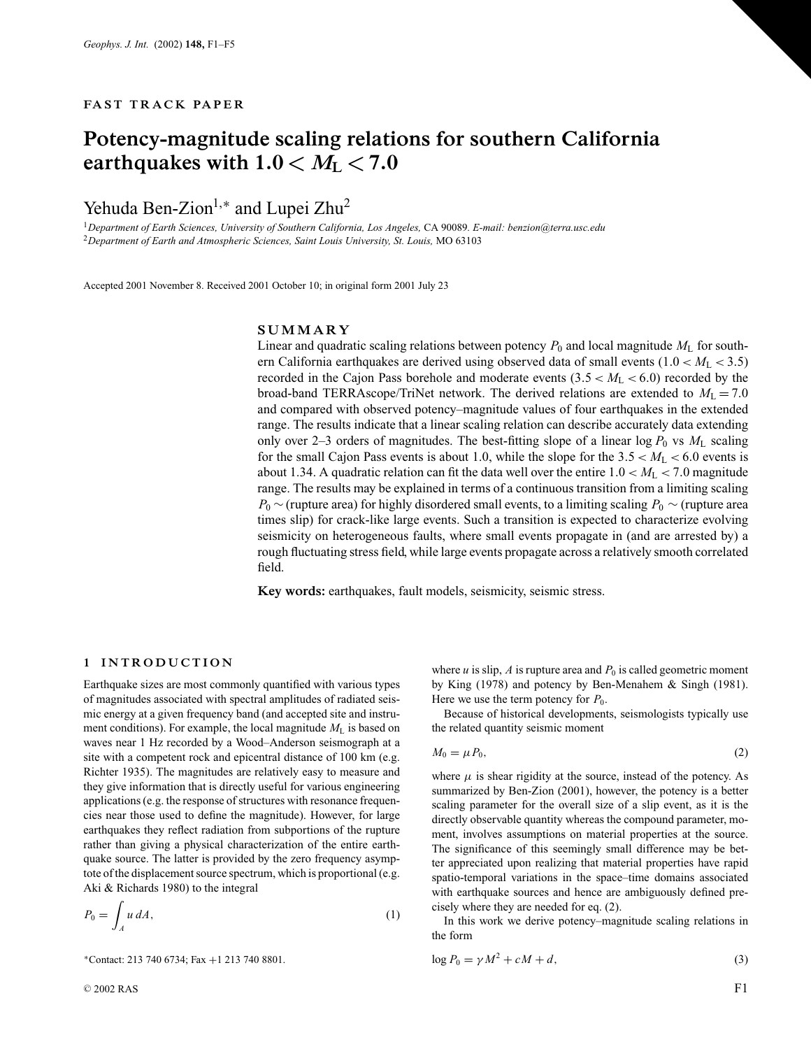FAST TRACK PAPER

# Potency-magnitude scaling relations for southern California earthquakes with $1.0 < M_L < 7.0$

Yehuda Ben-Zion[1,*] and Lupei Zhu[2]

[1]*Department of Earth Sciences, University of Southern California, Los Angeles,* CA 90089. *E-mail: benzion@terra.usc.edu*
[2]*Department of Earth and Atmospheric Sciences, Saint Louis University, St. Louis,* MO 63103

Accepted 2001 November 8. Received 2001 October 10; in original form 2001 July 23

## SUMMARY

Linear and quadratic scaling relations between potency $P_0$ and local magnitude $M_L$ for southern California earthquakes are derived using observed data of small events ($1.0 < M_L < 3.5$) recorded in the Cajon Pass borehole and moderate events ($3.5 < M_L < 6.0$) recorded by the broad-band TERRAscope/TriNet network. The derived relations are extended to $M_L = 7.0$ and compared with observed potency–magnitude values of four earthquakes in the extended range. The results indicate that a linear scaling relation can describe accurately data extending only over 2–3 orders of magnitudes. The best-fitting slope of a linear $\log P_0$ vs $M_L$ scaling for the small Cajon Pass events is about 1.0, while the slope for the $3.5 < M_L < 6.0$ events is about 1.34. A quadratic relation can fit the data well over the entire $1.0 < M_L < 7.0$ magnitude range. The results may be explained in terms of a continuous transition from a limiting scaling $P_0 \sim$ (rupture area) for highly disordered small events, to a limiting scaling $P_0 \sim$ (rupture area times slip) for crack-like large events. Such a transition is expected to characterize evolving seismicity on heterogeneous faults, where small events propagate in (and are arrested by) a rough fluctuating stress field, while large events propagate across a relatively smooth correlated field.

**Key words:** earthquakes, fault models, seismicity, seismic stress.

## 1 INTRODUCTION

Earthquake sizes are most commonly quantified with various types of magnitudes associated with spectral amplitudes of radiated seismic energy at a given frequency band (and accepted site and instrument conditions). For example, the local magnitude $M_L$ is based on waves near 1 Hz recorded by a Wood–Anderson seismograph at a site with a competent rock and epicentral distance of 100 km (e.g. Richter 1935). The magnitudes are relatively easy to measure and they give information that is directly useful for various engineering applications (e.g. the response of structures with resonance frequencies near those used to define the magnitude). However, for large earthquakes they reflect radiation from subportions of the rupture rather than giving a physical characterization of the entire earthquake source. The latter is provided by the zero frequency asymptote of the displacement source spectrum, which is proportional (e.g. Aki & Richards 1980) to the integral

$$P_0 = \int_A u \, dA, \tag{1}$$

where $u$ is slip, $A$ is rupture area and $P_0$ is called geometric moment by King (1978) and potency by Ben-Menahem & Singh (1981). Here we use the term potency for $P_0$.

Because of historical developments, seismologists typically use the related quantity seismic moment

$$M_0 = \mu P_0, \tag{2}$$

where $\mu$ is shear rigidity at the source, instead of the potency. As summarized by Ben-Zion (2001), however, the potency is a better scaling parameter for the overall size of a slip event, as it is the directly observable quantity whereas the compound parameter, moment, involves assumptions on material properties at the source. The significance of this seemingly small difference may be better appreciated upon realizing that material properties have rapid spatio-temporal variations in the space–time domains associated with earthquake sources and hence are ambiguously defined precisely where they are needed for eq. (2).

In this work we derive potency–magnitude scaling relations in the form

$$\log P_0 = \gamma M^2 + cM + d, \tag{3}$$

*Contact: 213 740 6734; Fax +1 213 740 8801.

© 2002 RAS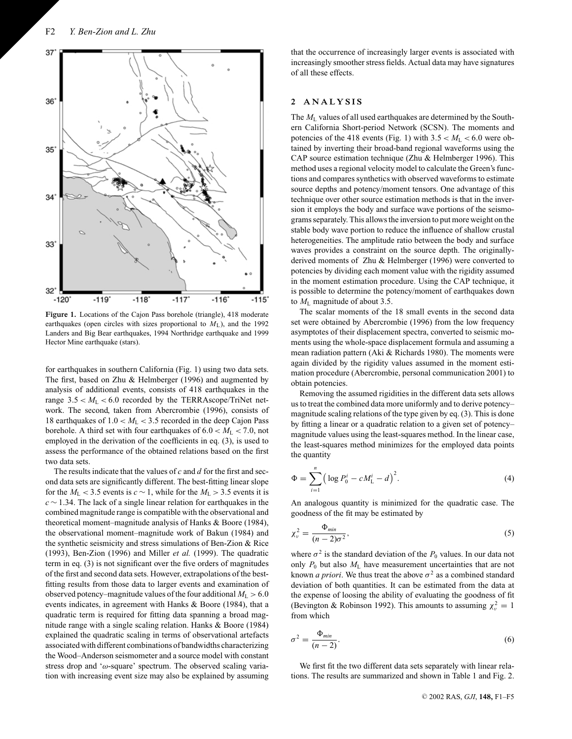Figure 1. Locations of the Cajon Pass borehole (triangle), 418 moderate earthquakes (open circles with sizes proportional to $M_L$), and the 1992 Landers and Big Bear earthquakes, 1994 Northridge earthquake and 1999 Hector Mine earthquake (stars).

for earthquakes in southern California (Fig. 1) using two data sets. The first, based on Zhu & Helmberger (1996) and augmented by analysis of additional events, consists of 418 earthquakes in the range $3.5 < M_L < 6.0$ recorded by the TERRAscope/TriNet network. The second, taken from Abercrombie (1996), consists of 18 earthquakes of $1.0 < M_L < 3.5$ recorded in the deep Cajon Pass borehole. A third set with four earthquakes of $6.0 < M_L < 7.0$, not employed in the derivation of the coefficients in eq. (3), is used to assess the performance of the obtained relations based on the first two data sets.

The results indicate that the values of $c$ and $d$ for the first and second data sets are significantly different. The best-fitting linear slope for the $M_L < 3.5$ events is $c \sim 1$, while for the $M_L > 3.5$ events it is $c \sim 1.34$. The lack of a single linear relation for earthquakes in the combined magnitude range is compatible with the observational and theoretical moment–magnitude analysis of Hanks & Boore (1984), the observational moment–magnitude work of Bakun (1984) and the synthetic seismicity and stress simulations of Ben-Zion & Rice (1993), Ben-Zion (1996) and Miller *et al.* (1999). The quadratic term in eq. (3) is not significant over the five orders of magnitudes of the first and second data sets. However, extrapolations of the best-fitting results from those data to larger events and examination of observed potency–magnitude values of the four additional $M_L > 6.0$ events indicates, in agreement with Hanks & Boore (1984), that a quadratic term is required for fitting data spanning a broad magnitude range with a single scaling relation. Hanks & Boore (1984) explained the quadratic scaling in terms of observational artefacts associated with different combinations of bandwidths characterizing the Wood–Anderson seismometer and a source model with constant stress drop and '$\omega$-square' spectrum. The observed scaling variation with increasing event size may also be explained by assuming that the occurrence of increasingly larger events is associated with increasingly smoother stress fields. Actual data may have signatures of all these effects.

## 2 ANALYSIS

The $M_L$ values of all used earthquakes are determined by the Southern California Short-period Network (SCSN). The moments and potencies of the 418 events (Fig. 1) with $3.5 < M_L < 6.0$ were obtained by inverting their broad-band regional waveforms using the CAP source estimation technique (Zhu & Helmberger 1996). This method uses a regional velocity model to calculate the Green's functions and compares synthetics with observed waveforms to estimate source depths and potency/moment tensors. One advantage of this technique over other source estimation methods is that in the inversion it employs the body and surface wave portions of the seismograms separately. This allows the inversion to put more weight on the stable body wave portion to reduce the influence of shallow crustal heterogeneities. The amplitude ratio between the body and surface waves provides a constraint on the source depth. The originally-derived moments of Zhu & Helmberger (1996) were converted to potencies by dividing each moment value with the rigidity assumed in the moment estimation procedure. Using the CAP technique, it is possible to determine the potency/moment of earthquakes down to $M_L$ magnitude of about 3.5.

The scalar moments of the 18 small events in the second data set were obtained by Abercrombie (1996) from the low frequency asymptotes of their displacement spectra, converted to seismic moments using the whole-space displacement formula and assuming a mean radiation pattern (Aki & Richards 1980). The moments were again divided by the rigidity values assumed in the moment estimation procedure (Abercrombie, personal communication 2001) to obtain potencies.

Removing the assumed rigidities in the different data sets allows us to treat the combined data more uniformly and to derive potency–magnitude scaling relations of the type given by eq. (3). This is done by fitting a linear or a quadratic relation to a given set of potency–magnitude values using the least-squares method. In the linear case, the least-squares method minimizes for the employed data points the quantity

$$\Phi = \sum_{i=1}^{n} \left( \log P_0^i - c M_L^i - d \right)^2. \tag{4}$$

An analogous quantity is minimized for the quadratic case. The goodness of the fit may be estimated by

$$\chi_\nu^2 = \frac{\Phi_{min}}{(n-2)\sigma^2}, \tag{5}$$

where $\sigma^2$ is the standard deviation of the $P_0$ values. In our data not only $P_0$ but also $M_L$ have measurement uncertainties that are not known *a priori*. We thus treat the above $\sigma^2$ as a combined standard deviation of both quantities. It can be estimated from the data at the expense of loosing the ability of evaluating the goodness of fit (Bevington & Robinson 1992). This amounts to assuming $\chi_\nu^2 = 1$ from which

$$\sigma^2 = \frac{\Phi_{min}}{(n-2)}. \tag{6}$$

We first fit the two different data sets separately with linear relations. The results are summarized and shown in Table 1 and Fig. 2.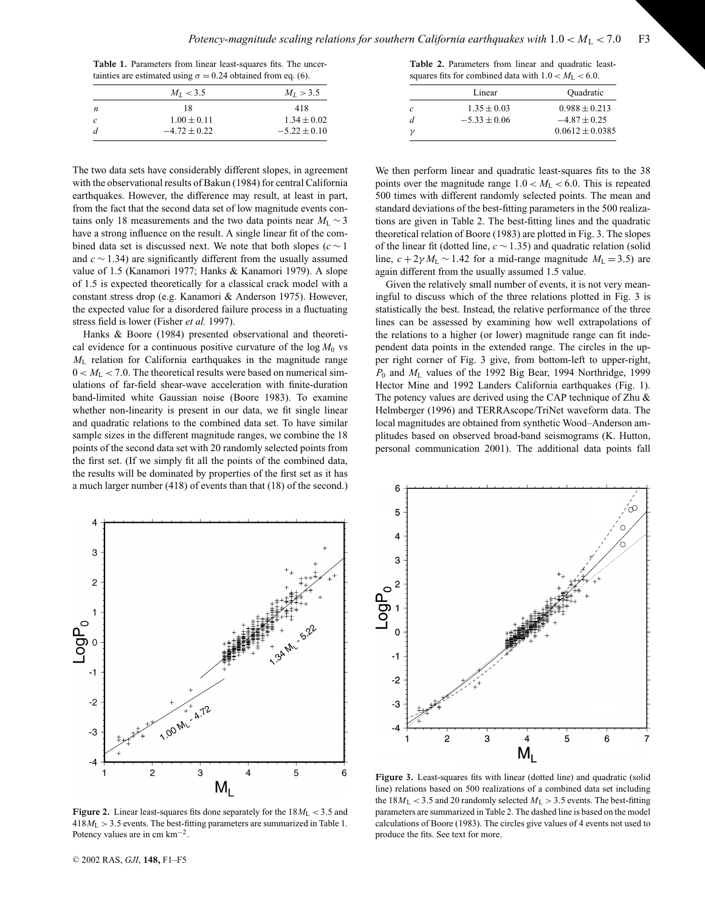**Table 1.** Parameters from linear least-squares fits. The uncertainties are estimated using $\sigma = 0.24$ obtained from eq. (6).

| | $M_L < 3.5$ | $M_L > 3.5$ |
|---|---|---|
| $n$ | 18 | 418 |
| $c$ | $1.00 \pm 0.11$ | $1.34 \pm 0.02$ |
| $d$ | $-4.72 \pm 0.22$ | $-5.22 \pm 0.10$ |

**Table 2.** Parameters from linear and quadratic least-squares fits for combined data with $1.0 < M_L < 6.0$.

| | Linear | Quadratic |
|---|---|---|
| $c$ | $1.35 \pm 0.03$ | $0.988 \pm 0.213$ |
| $d$ | $-5.33 \pm 0.06$ | $-4.87 \pm 0.25$ |
| $\gamma$ | | $0.0612 \pm 0.0385$ |

The two data sets have considerably different slopes, in agreement with the observational results of Bakun (1984) for central California earthquakes. However, the difference may result, at least in part, from the fact that the second data set of low magnitude events contains only 18 measurements and the two data points near $M_L \sim 3$ have a strong influence on the result. A single linear fit of the combined data set is discussed next. We note that both slopes ($c \sim 1$ and $c \sim 1.34$) are significantly different from the usually assumed value of 1.5 (Kanamori 1977; Hanks & Kanamori 1979). A slope of 1.5 is expected theoretically for a classical crack model with a constant stress drop (e.g. Kanamori & Anderson 1975). However, the expected value for a disordered failure process in a fluctuating stress field is lower (Fisher *et al.* 1997).

Hanks & Boore (1984) presented observational and theoretical evidence for a continuous positive curvature of the $\log M_0$ vs $M_L$ relation for California earthquakes in the magnitude range $0 < M_L < 7.0$. The theoretical results were based on numerical simulations of far-field shear-wave acceleration with finite-duration band-limited white Gaussian noise (Boore 1983). To examine whether non-linearity is present in our data, we fit single linear and quadratic relations to the combined data set. To have similar sample sizes in the different magnitude ranges, we combine the 18 points of the second data set with 20 randomly selected points from the first set. (If we simply fit all the points of the combined data, the results will be dominated by properties of the first set as it has a much larger number (418) of events than that (18) of the second.)

We then perform linear and quadratic least-squares fits to the 38 points over the magnitude range $1.0 < M_L < 6.0$. This is repeated 500 times with different randomly selected points. The mean and standard deviations of the best-fitting parameters in the 500 realizations are given in Table 2. The best-fitting lines and the quadratic theoretical relation of Boore (1983) are plotted in Fig. 3. The slopes of the linear fit (dotted line, $c \sim 1.35$) and quadratic relation (solid line, $c + 2\gamma M_L \sim 1.42$ for a mid-range magnitude $M_L = 3.5$) are again different from the usually assumed 1.5 value.

Given the relatively small number of events, it is not very meaningful to discuss which of the three relations plotted in Fig. 3 is statistically the best. Instead, the relative performance of the three lines can be assessed by examining how well extrapolations of the relations to a higher (or lower) magnitude range can fit independent data points in the extended range. The circles in the upper right corner of Fig. 3 give, from bottom-left to upper-right, $P_0$ and $M_L$ values of the 1992 Big Bear, 1994 Northridge, 1999 Hector Mine and 1992 Landers California earthquakes (Fig. 1). The potency values are derived using the CAP technique of Zhu & Helmberger (1996) and TERRAscope/TriNet waveform data. The local magnitudes are obtained from synthetic Wood–Anderson amplitudes based on observed broad-band seismograms (K. Hutton, personal communication 2001). The additional data points fall

LogP0
ML
1.34 ML - 5.22
1.00 ML - 4.72

**Figure 2.** Linear least-squares fits done separately for the $18 M_L < 3.5$ and $418 M_L > 3.5$ events. The best-fitting parameters are summarized in Table 1. Potency values are in cm km$^{-2}$.

LogP0
ML

**Figure 3.** Least-squares fits with linear (dotted line) and quadratic (solid line) relations based on 500 realizations of a combined data set including the $18 M_L < 3.5$ and 20 randomly selected $M_L > 3.5$ events. The best-fitting parameters are summarized in Table 2. The dashed line is based on the model calculations of Boore (1983). The circles give values of 4 events not used to produce the fits. See text for more.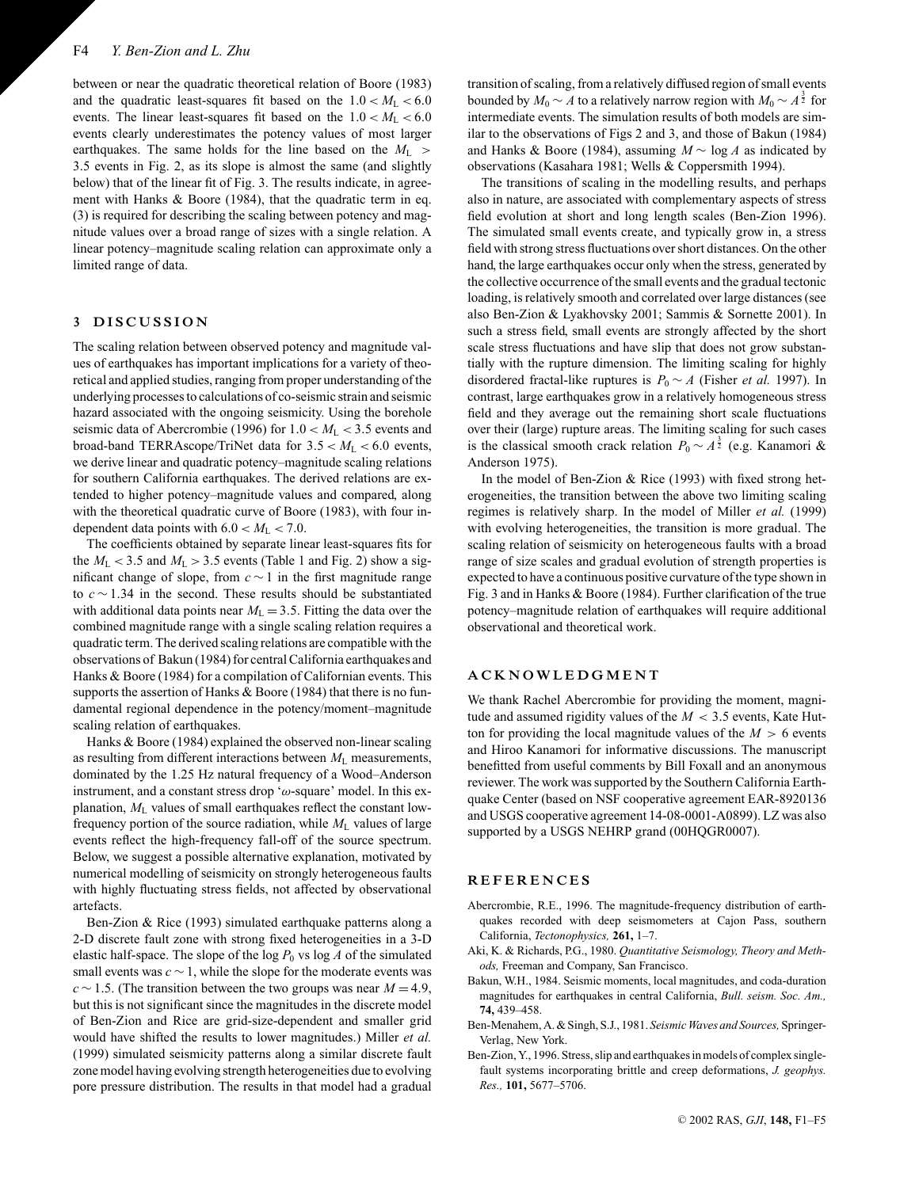between or near the quadratic theoretical relation of Boore (1983) and the quadratic least-squares fit based on the $1.0 < M_L < 6.0$ events. The linear least-squares fit based on the $1.0 < M_L < 6.0$ events clearly underestimates the potency values of most larger earthquakes. The same holds for the line based on the $M_L > 3.5$ events in Fig. 2, as its slope is almost the same (and slightly below) that of the linear fit of Fig. 3. The results indicate, in agreement with Hanks & Boore (1984), that the quadratic term in eq. (3) is required for describing the scaling between potency and magnitude values over a broad range of sizes with a single relation. A linear potency–magnitude scaling relation can approximate only a limited range of data.

## 3 DISCUSSION

The scaling relation between observed potency and magnitude values of earthquakes has important implications for a variety of theoretical and applied studies, ranging from proper understanding of the underlying processes to calculations of co-seismic strain and seismic hazard associated with the ongoing seismicity. Using the borehole seismic data of Abercrombie (1996) for $1.0 < M_L < 3.5$ events and broad-band TERRAscope/TriNet data for $3.5 < M_L < 6.0$ events, we derive linear and quadratic potency–magnitude scaling relations for southern California earthquakes. The derived relations are extended to higher potency–magnitude values and compared, along with the theoretical quadratic curve of Boore (1983), with four independent data points with $6.0 < M_L < 7.0$.

The coefficients obtained by separate linear least-squares fits for the $M_L < 3.5$ and $M_L > 3.5$ events (Table 1 and Fig. 2) show a significant change of slope, from $c \sim 1$ in the first magnitude range to $c \sim 1.34$ in the second. These results should be substantiated with additional data points near $M_L = 3.5$. Fitting the data over the combined magnitude range with a single scaling relation requires a quadratic term. The derived scaling relations are compatible with the observations of Bakun (1984) for central California earthquakes and Hanks & Boore (1984) for a compilation of Californian events. This supports the assertion of Hanks & Boore (1984) that there is no fundamental regional dependence in the potency/moment–magnitude scaling relation of earthquakes.

Hanks & Boore (1984) explained the observed non-linear scaling as resulting from different interactions between $M_L$ measurements, dominated by the 1.25 Hz natural frequency of a Wood–Anderson instrument, and a constant stress drop '$\omega$-square' model. In this explanation, $M_L$ values of small earthquakes reflect the constant low-frequency portion of the source radiation, while $M_L$ values of large events reflect the high-frequency fall-off of the source spectrum. Below, we suggest a possible alternative explanation, motivated by numerical modelling of seismicity on strongly heterogeneous faults with highly fluctuating stress fields, not affected by observational artefacts.

Ben-Zion & Rice (1993) simulated earthquake patterns along a 2-D discrete fault zone with strong fixed heterogeneities in a 3-D elastic half-space. The slope of the log $P_0$ vs log $A$ of the simulated small events was $c \sim 1$, while the slope for the moderate events was $c \sim 1.5$. (The transition between the two groups was near $M = 4.9$, but this is not significant since the magnitudes in the discrete model of Ben-Zion and Rice are grid-size-dependent and smaller grid would have shifted the results to lower magnitudes.) Miller *et al.* (1999) simulated seismicity patterns along a similar discrete fault zone model having evolving strength heterogeneities due to evolving pore pressure distribution. The results in that model had a gradual transition of scaling, from a relatively diffused region of small events bounded by $M_0 \sim A$ to a relatively narrow region with $M_0 \sim A^{\frac{3}{2}}$ for intermediate events. The simulation results of both models are similar to the observations of Figs 2 and 3, and those of Bakun (1984) and Hanks & Boore (1984), assuming $M \sim \log A$ as indicated by observations (Kasahara 1981; Wells & Coppersmith 1994).

The transitions of scaling in the modelling results, and perhaps also in nature, are associated with complementary aspects of stress field evolution at short and long length scales (Ben-Zion 1996). The simulated small events create, and typically grow in, a stress field with strong stress fluctuations over short distances. On the other hand, the large earthquakes occur only when the stress, generated by the collective occurrence of the small events and the gradual tectonic loading, is relatively smooth and correlated over large distances (see also Ben-Zion & Lyakhovsky 2001; Sammis & Sornette 2001). In such a stress field, small events are strongly affected by the short scale stress fluctuations and have slip that does not grow substantially with the rupture dimension. The limiting scaling for highly disordered fractal-like ruptures is $P_0 \sim A$ (Fisher *et al.* 1997). In contrast, large earthquakes grow in a relatively homogeneous stress field and they average out the remaining short scale fluctuations over their (large) rupture areas. The limiting scaling for such cases is the classical smooth crack relation $P_0 \sim A^{\frac{3}{2}}$ (e.g. Kanamori & Anderson 1975).

In the model of Ben-Zion & Rice (1993) with fixed strong heterogeneities, the transition between the above two limiting scaling regimes is relatively sharp. In the model of Miller *et al.* (1999) with evolving heterogeneities, the transition is more gradual. The scaling relation of seismicity on heterogeneous faults with a broad range of size scales and gradual evolution of strength properties is expected to have a continuous positive curvature of the type shown in Fig. 3 and in Hanks & Boore (1984). Further clarification of the true potency–magnitude relation of earthquakes will require additional observational and theoretical work.

## ACKNOWLEDGMENT

We thank Rachel Abercrombie for providing the moment, magnitude and assumed rigidity values of the $M < 3.5$ events, Kate Hutton for providing the local magnitude values of the $M > 6$ events and Hiroo Kanamori for informative discussions. The manuscript benefitted from useful comments by Bill Foxall and an anonymous reviewer. The work was supported by the Southern California Earthquake Center (based on NSF cooperative agreement EAR-8920136 and USGS cooperative agreement 14-08-0001-A0899). LZ was also supported by a USGS NEHRP grand (00HQGR0007).

## REFERENCES

Abercrombie, R.E., 1996. The magnitude-frequency distribution of earthquakes recorded with deep seismometers at Cajon Pass, southern California, *Tectonophysics,* **261,** 1–7.

Aki, K. & Richards, P.G., 1980. *Quantitative Seismology, Theory and Methods,* Freeman and Company, San Francisco.

Bakun, W.H., 1984. Seismic moments, local magnitudes, and coda-duration magnitudes for earthquakes in central California, *Bull. seism. Soc. Am.,* **74,** 439–458.

Ben-Menahem, A. & Singh, S.J., 1981. *Seismic Waves and Sources,* Springer-Verlag, New York.

Ben-Zion, Y., 1996. Stress, slip and earthquakes in models of complex single-fault systems incorporating brittle and creep deformations, *J. geophys. Res.,* **101,** 5677–5706.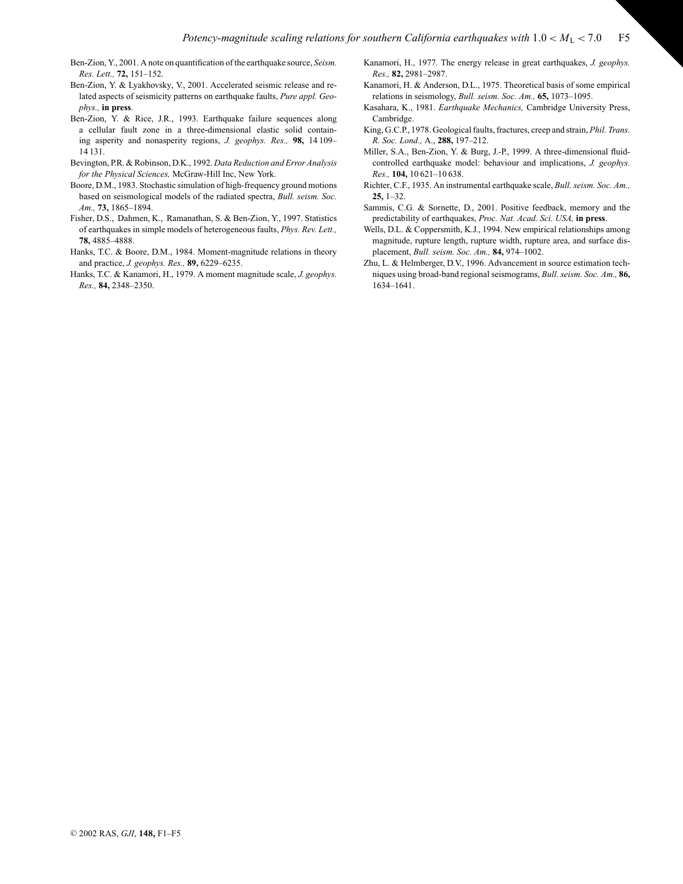Ben-Zion, Y., 2001. A note on quantification of the earthquake source, *Seism. Res. Lett.,* **72,** 151–152.

Ben-Zion, Y. & Lyakhovsky, V., 2001. Accelerated seismic release and related aspects of seismicity patterns on earthquake faults, *Pure appl. Geophys.,* **in press**.

Ben-Zion, Y. & Rice, J.R., 1993. Earthquake failure sequences along a cellular fault zone in a three-dimensional elastic solid containing asperity and nonasperity regions, *J. geophys. Res.,* **98,** 14 109–14 131.

Bevington, P.R. & Robinson, D.K., 1992. *Data Reduction and Error Analysis for the Physical Sciences,* McGraw-Hill Inc, New York.

Boore, D.M., 1983. Stochastic simulation of high-frequency ground motions based on seismological models of the radiated spectra, *Bull. seism. Soc. Am.,* **73,** 1865–1894.

Fisher, D.S., Dahmen, K., Ramanathan, S. & Ben-Zion, Y., 1997. Statistics of earthquakes in simple models of heterogeneous faults, *Phys. Rev. Lett.,* **78,** 4885–4888.

Hanks, T.C. & Boore, D.M., 1984. Moment-magnitude relations in theory and practice, *J. geophys. Res.,* **89,** 6229–6235.

Hanks, T.C. & Kanamori, H., 1979. A moment magnitude scale, *J. geophys. Res.,* **84,** 2348–2350.

Kanamori, H., 1977. The energy release in great earthquakes, *J. geophys. Res.,* **82,** 2981–2987.

Kanamori, H. & Anderson, D.L., 1975. Theoretical basis of some empirical relations in seismology, *Bull. seism. Soc. Am.,* **65,** 1073–1095.

Kasahara, K., 1981. *Earthquake Mechanics,* Cambridge University Press, Cambridge.

King, G.C.P., 1978. Geological faults, fractures, creep and strain, *Phil. Trans. R. Soc. Lond.,* A., **288,** 197–212.

Miller, S.A., Ben-Zion, Y. & Burg, J.-P., 1999. A three-dimensional fluid-controlled earthquake model: behaviour and implications, *J. geophys. Res.,* **104,** 10 621–10 638.

Richter, C.F., 1935. An instrumental earthquake scale, *Bull. seism. Soc. Am.,* **25,** 1–32.

Sammis, C.G. & Sornette, D., 2001. Positive feedback, memory and the predictability of earthquakes, *Proc. Nat. Acad. Sci. USA,* **in press**.

Wells, D.L. & Coppersmith, K.J., 1994. New empirical relationships among magnitude, rupture length, rupture width, rupture area, and surface displacement, *Bull. seism. Soc. Am.,* **84,** 974–1002.

Zhu, L. & Helmberger, D.V., 1996. Advancement in source estimation techniques using broad-band regional seismograms, *Bull. seism. Soc. Am.,* **86,** 1634–1641.